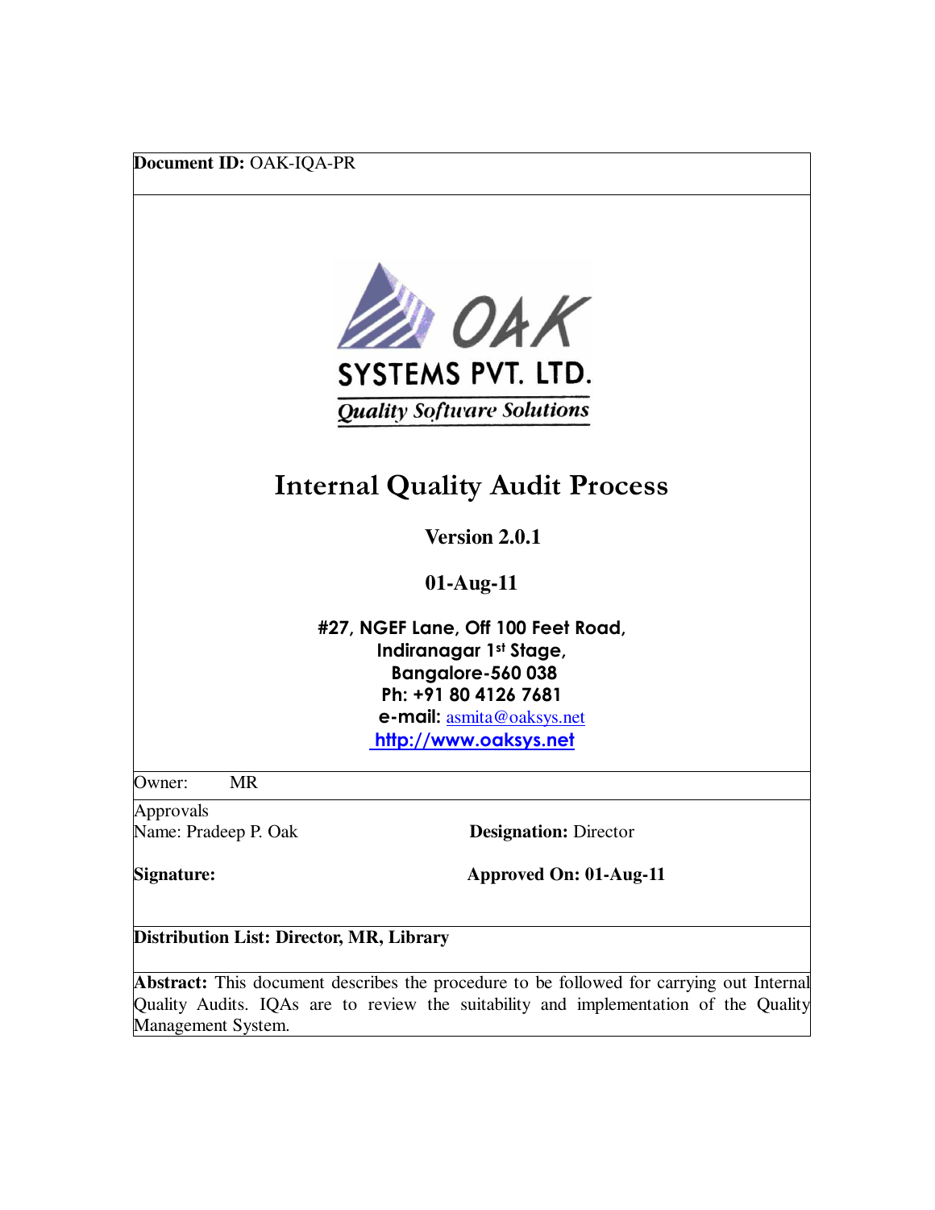**Document ID:** OAK-IQA-PR

OAK

SYSTEMS PVT. LTD.

*Quality Software Solutions*

# Internal Quality Audit Process

**Version 2.0.1**

**01-Aug-11**

**#27, NGEF Lane, Off 100 Feet Road,**
**Indiranagar 1st Stage,**
**Bangalore-560 038**
**Ph: +91 80 4126 7681**
**e-mail:** asmita@oaksys.net
**http://www.oaksys.net**

Owner: MR

Approvals

Name: Pradeep P. Oak **Designation:** Director

**Signature:** **Approved On: 01-Aug-11**

**Distribution List: Director, MR, Library**

**Abstract:** This document describes the procedure to be followed for carrying out Internal Quality Audits. IQAs are to review the suitability and implementation of the Quality Management System.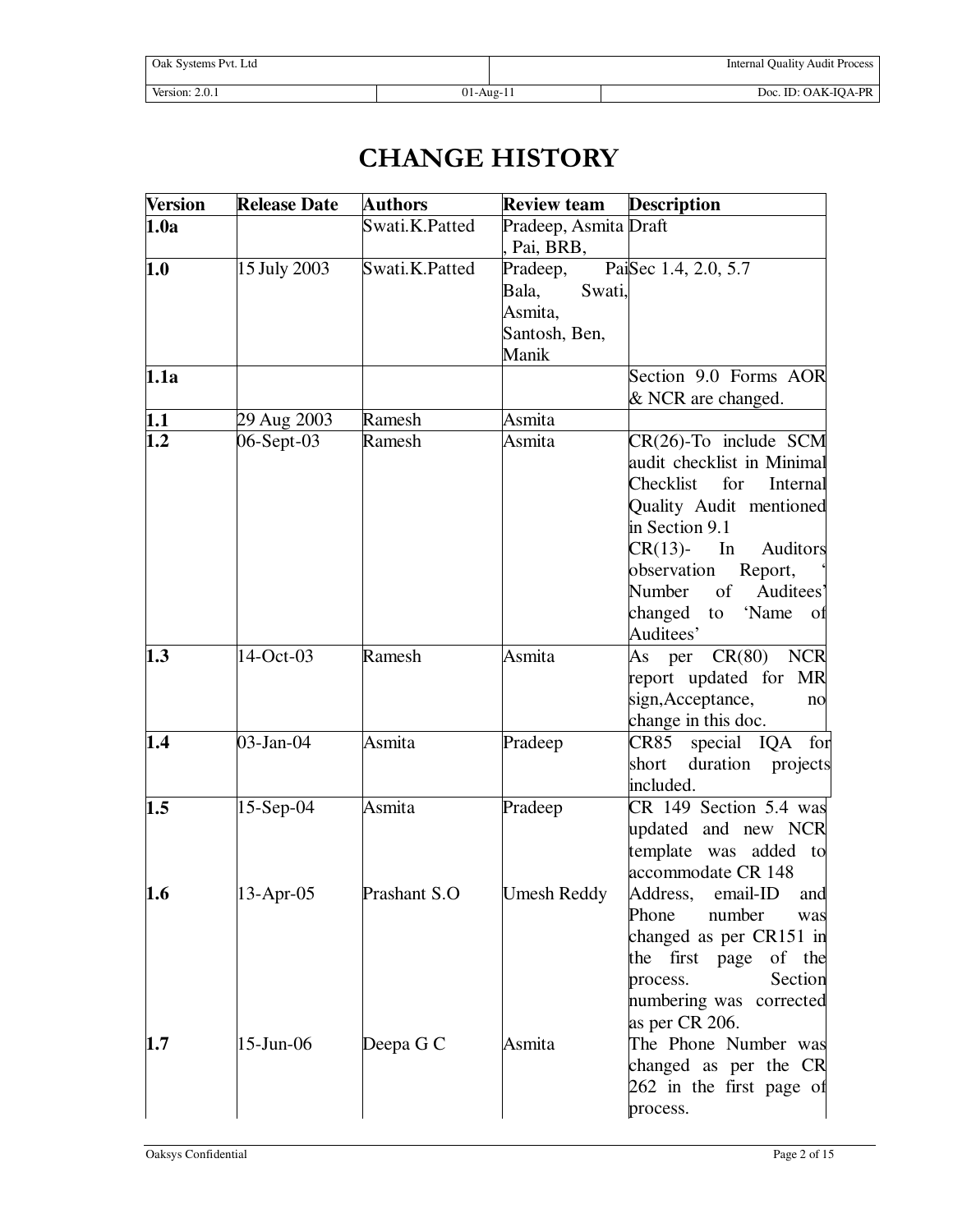# CHANGE HISTORY

| Version | Release Date | Authors | Review team | Description |
|---|---|---|---|---|
| **1.0a** | | Swati.K.Patted | Pradeep, Asmita, Pai, BRB, | Draft |
| **1.0** | 15 July 2003 | Swati.K.Patted | Pradeep, Pai Bala, Swati, Asmita, Santosh, Ben, Manik | Sec 1.4, 2.0, 5.7 |
| **1.1a** | | | | Section 9.0 Forms AOR & NCR are changed. |
| **1.1** | 29 Aug 2003 | Ramesh | Asmita | |
| **1.2** | 06-Sept-03 | Ramesh | Asmita | CR(26)-To include SCM audit checklist in Minimal Checklist for Internal Quality Audit mentioned in Section 9.1 CR(13)- In Auditors observation Report, 'Number of Auditees' changed to 'Name of Auditees' |
| **1.3** | 14-Oct-03 | Ramesh | Asmita | As per CR(80) NCR report updated for MR sign,Acceptance, no change in this doc. |
| **1.4** | 03-Jan-04 | Asmita | Pradeep | CR85 special IQA for short duration projects included. |
| **1.5** | 15-Sep-04 | Asmita | Pradeep | CR 149 Section 5.4 was updated and new NCR template was added to accommodate CR 148 |
| **1.6** | 13-Apr-05 | Prashant S.O | Umesh Reddy | Address, email-ID and Phone number was changed as per CR151 in the first page of the process. Section numbering was corrected as per CR 206. |
| **1.7** | 15-Jun-06 | Deepa G C | Asmita | The Phone Number was changed as per the CR 262 in the first page of process. |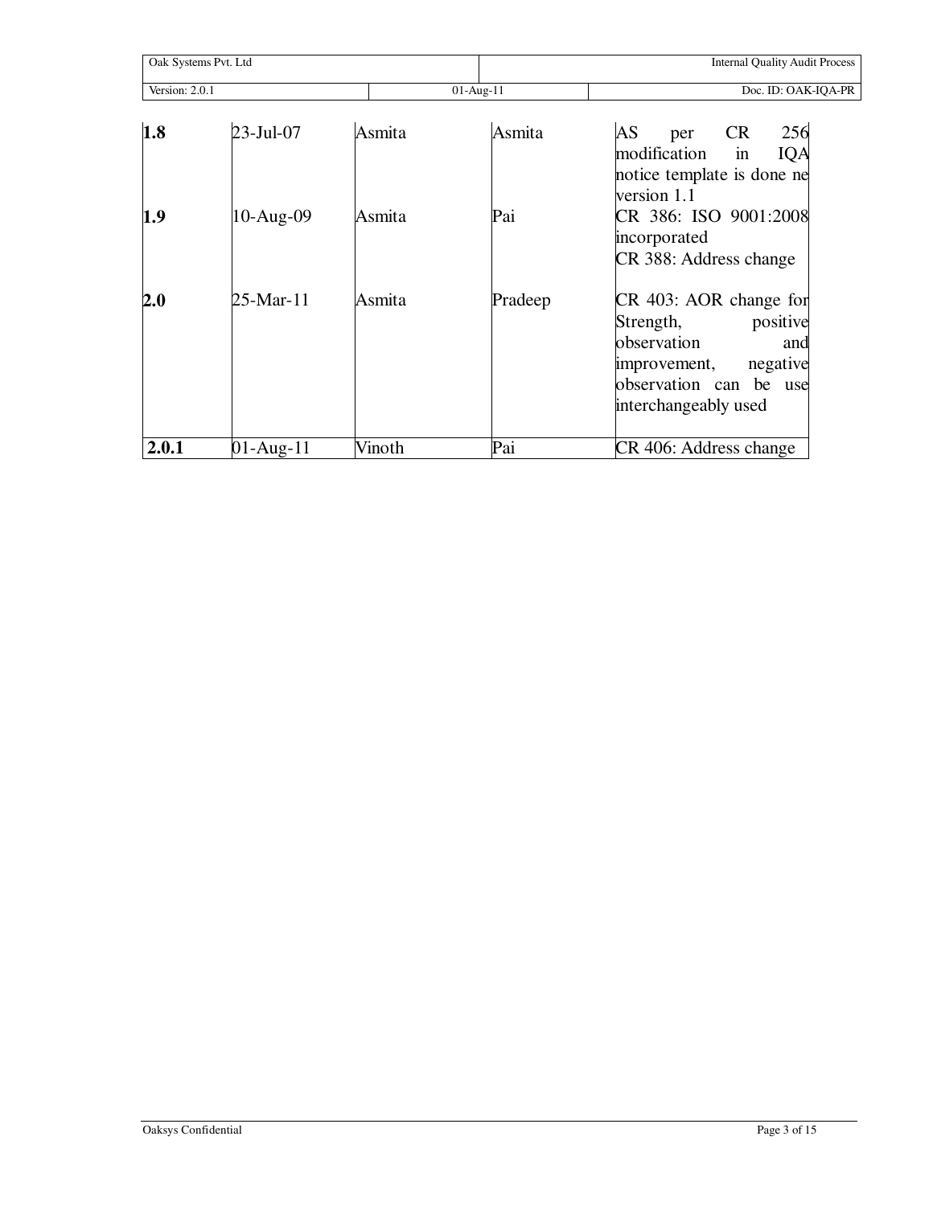| | | | | |
|---|---|---|---|---|
| **1.8** | 23-Jul-07 | Asmita | Asmita | AS per CR 256 modification in IQA notice template is done ne version 1.1 |
| **1.9** | 10-Aug-09 | Asmita | Pai | CR 386: ISO 9001:2008 incorporated<br>CR 388: Address change |
| **2.0** | 25-Mar-11 | Asmita | Pradeep | CR 403: AOR change for Strength, positive observation and improvement, negative observation can be use interchangeably used |
| **2.0.1** | 01-Aug-11 | Vinoth | Pai | CR 406: Address change |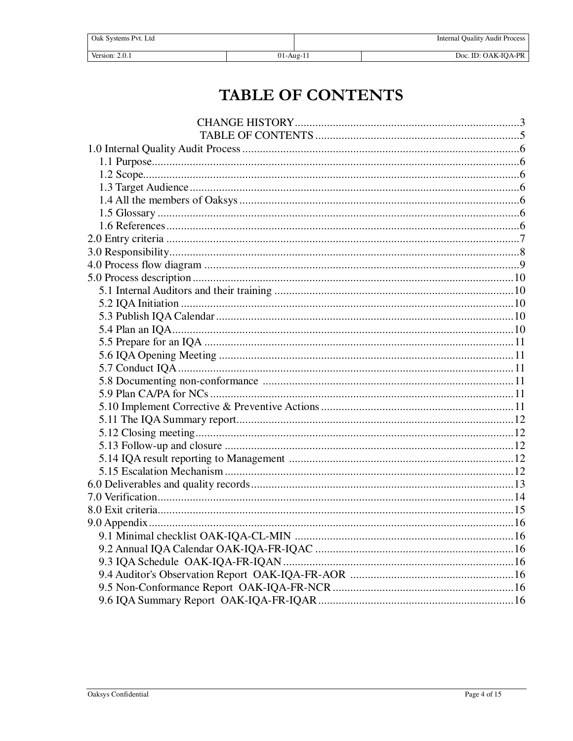# TABLE OF CONTENTS

CHANGE HISTORY ............................................................................ 3
TABLE OF CONTENTS ..................................................................... 5

1.0 Internal Quality Audit Process ............................................................................................ 6
- 1.1 Purpose ........................................................................................................................ 6
- 1.2 Scope ........................................................................................................................... 6
- 1.3 Target Audience ............................................................................................................ 6
- 1.4 All the members of Oaksys .......................................................................................... 6
- 1.5 Glossary ....................................................................................................................... 6
- 1.6 References .................................................................................................................... 6

2.0 Entry criteria ......................................................................................................................... 7
3.0 Responsibility ........................................................................................................................ 8
4.0 Process flow diagram ............................................................................................................ 9
5.0 Process description .............................................................................................................. 10
- 5.1 Internal Auditors and their training ............................................................................... 10
- 5.2 IQA Initiation ................................................................................................................ 10
- 5.3 Publish IQA Calendar .................................................................................................... 10
- 5.4 Plan an IQA ................................................................................................................... 10
- 5.5 Prepare for an IQA ........................................................................................................ 11
- 5.6 IQA Opening Meeting ................................................................................................... 11
- 5.7 Conduct IQA ................................................................................................................. 11
- 5.8 Documenting non-conformance ..................................................................................... 11
- 5.9 Plan CA/PA for NCs ...................................................................................................... 11
- 5.10 Implement Corrective & Preventive Actions ................................................................ 11
- 5.11 The IQA Summary report ............................................................................................. 12
- 5.12 Closing meeting ............................................................................................................ 12
- 5.13 Follow-up and closure ................................................................................................... 12
- 5.14 IQA result reporting to Management ............................................................................ 12
- 5.15 Escalation Mechanism .................................................................................................. 12

6.0 Deliverables and quality records ........................................................................................... 13
7.0 Verification ............................................................................................................................ 14
8.0 Exit criteria ............................................................................................................................ 15
9.0 Appendix ............................................................................................................................... 16
- 9.1 Minimal checklist OAK-IQA-CL-MIN ........................................................................... 16
- 9.2 Annual IQA Calendar OAK-IQA-FR-IQAC .................................................................. 16
- 9.3 IQA Schedule OAK-IQA-FR-IQAN .............................................................................. 16
- 9.4 Auditor's Observation Report OAK-IQA-FR-AOR ........................................................ 16
- 9.5 Non-Conformance Report OAK-IQA-FR-NCR ............................................................. 16
- 9.6 IQA Summary Report OAK-IQA-FR-IQAR .................................................................. 16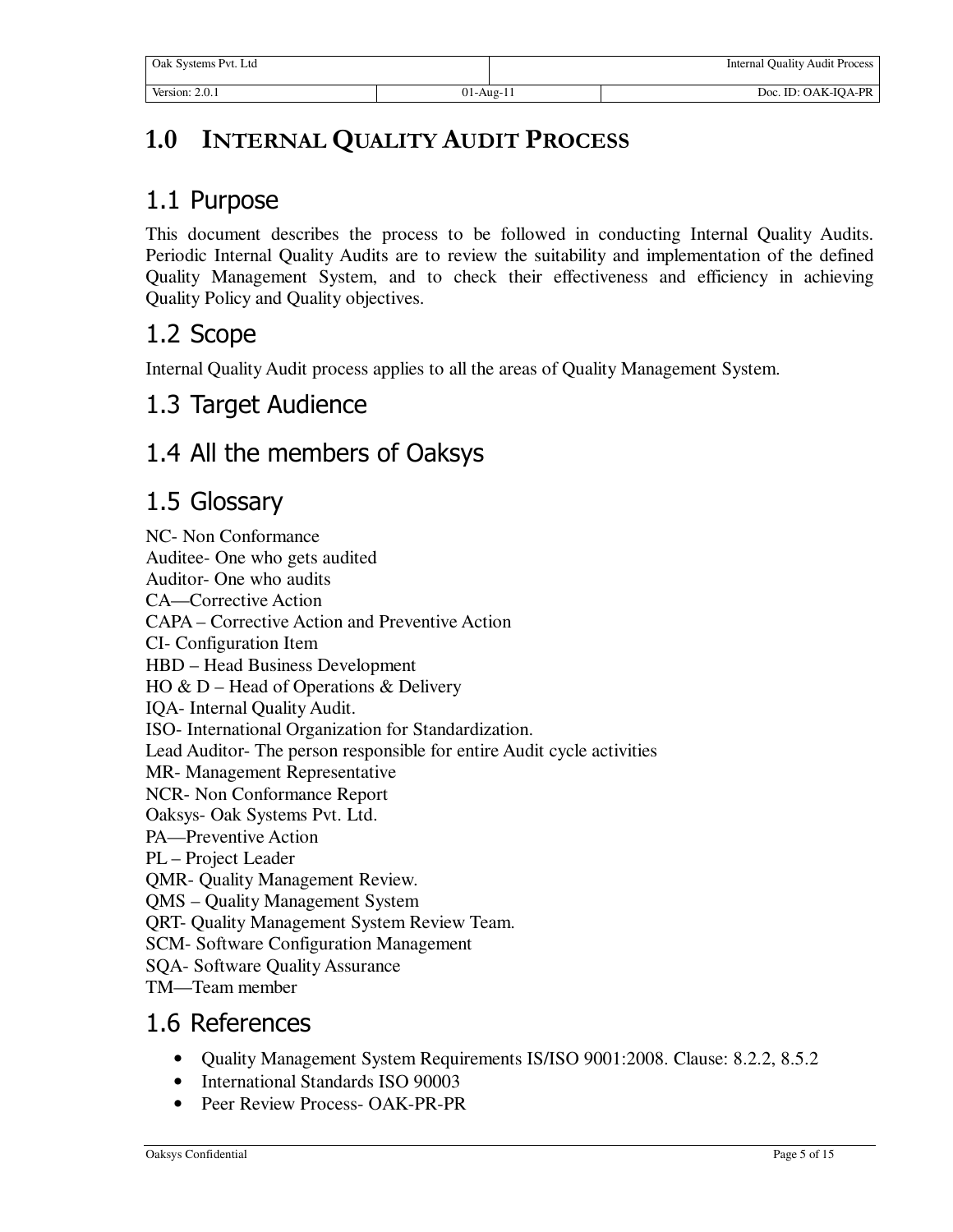# 1.0 INTERNAL QUALITY AUDIT PROCESS

## 1.1 Purpose

This document describes the process to be followed in conducting Internal Quality Audits. Periodic Internal Quality Audits are to review the suitability and implementation of the defined Quality Management System, and to check their effectiveness and efficiency in achieving Quality Policy and Quality objectives.

## 1.2 Scope

Internal Quality Audit process applies to all the areas of Quality Management System.

## 1.3 Target Audience

## 1.4 All the members of Oaksys

## 1.5 Glossary

NC- Non Conformance
Auditee- One who gets audited
Auditor- One who audits
CA—Corrective Action
CAPA – Corrective Action and Preventive Action
CI- Configuration Item
HBD – Head Business Development
HO & D – Head of Operations & Delivery
IQA- Internal Quality Audit.
ISO- International Organization for Standardization.
Lead Auditor- The person responsible for entire Audit cycle activities
MR- Management Representative
NCR- Non Conformance Report
Oaksys- Oak Systems Pvt. Ltd.
PA—Preventive Action
PL – Project Leader
QMR- Quality Management Review.
QMS – Quality Management System
QRT- Quality Management System Review Team.
SCM- Software Configuration Management
SQA- Software Quality Assurance
TM—Team member

## 1.6 References

- Quality Management System Requirements IS/ISO 9001:2008. Clause: 8.2.2, 8.5.2
- International Standards ISO 90003
- Peer Review Process- OAK-PR-PR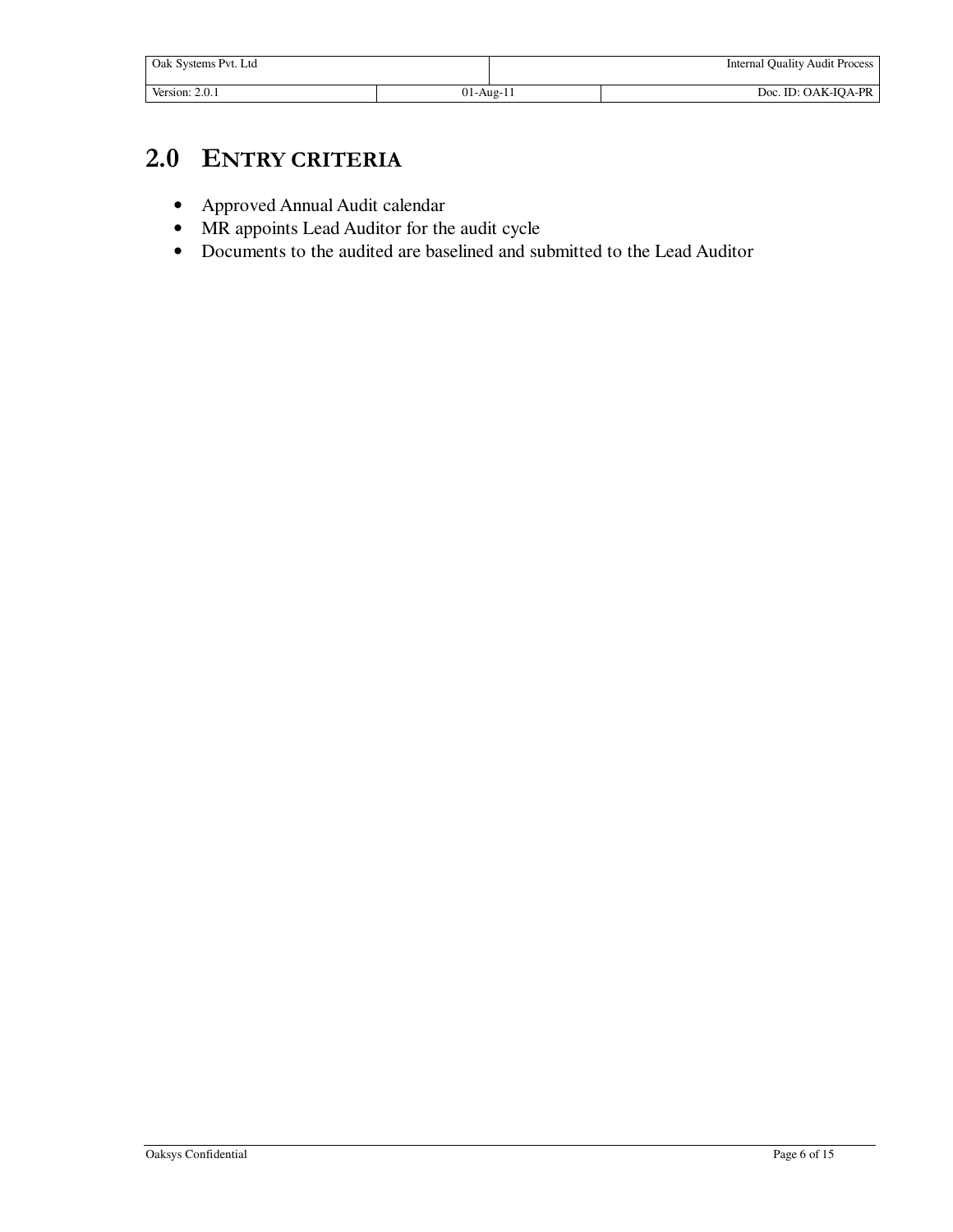# 2.0 ENTRY CRITERIA

- Approved Annual Audit calendar
- MR appoints Lead Auditor for the audit cycle
- Documents to the audited are baselined and submitted to the Lead Auditor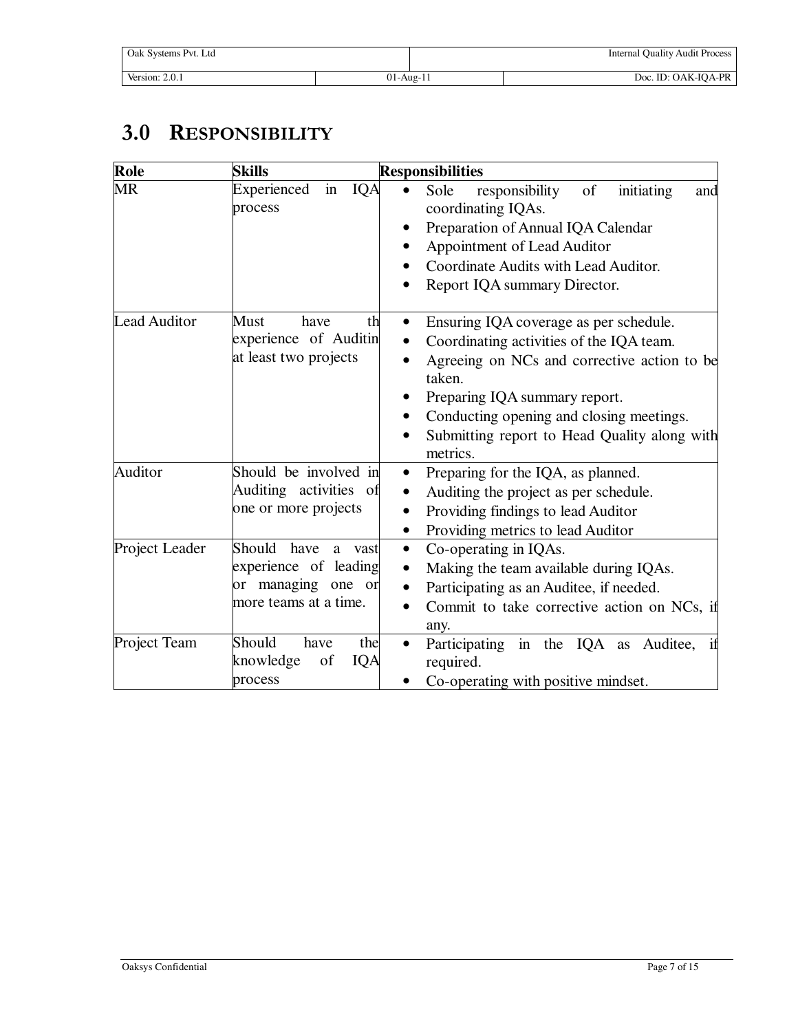# 3.0 RESPONSIBILITY

| Role | Skills | Responsibilities |
|---|---|---|
| MR | Experienced in IQA process | • Sole responsibility of initiating and coordinating IQAs.<br>• Preparation of Annual IQA Calendar<br>• Appointment of Lead Auditor<br>• Coordinate Audits with Lead Auditor.<br>• Report IQA summary Director. |
| Lead Auditor | Must have th experience of Auditin at least two projects | • Ensuring IQA coverage as per schedule.<br>• Coordinating activities of the IQA team.<br>• Agreeing on NCs and corrective action to be taken.<br>• Preparing IQA summary report.<br>• Conducting opening and closing meetings.<br>• Submitting report to Head Quality along with metrics. |
| Auditor | Should be involved in Auditing activities of one or more projects | • Preparing for the IQA, as planned.<br>• Auditing the project as per schedule.<br>• Providing findings to lead Auditor<br>• Providing metrics to lead Auditor |
| Project Leader | Should have a vast experience of leading or managing one or more teams at a time. | • Co-operating in IQAs.<br>• Making the team available during IQAs.<br>• Participating as an Auditee, if needed.<br>• Commit to take corrective action on NCs, if any. |
| Project Team | Should have the knowledge of IQA process | • Participating in the IQA as Auditee, if required.<br>• Co-operating with positive mindset. |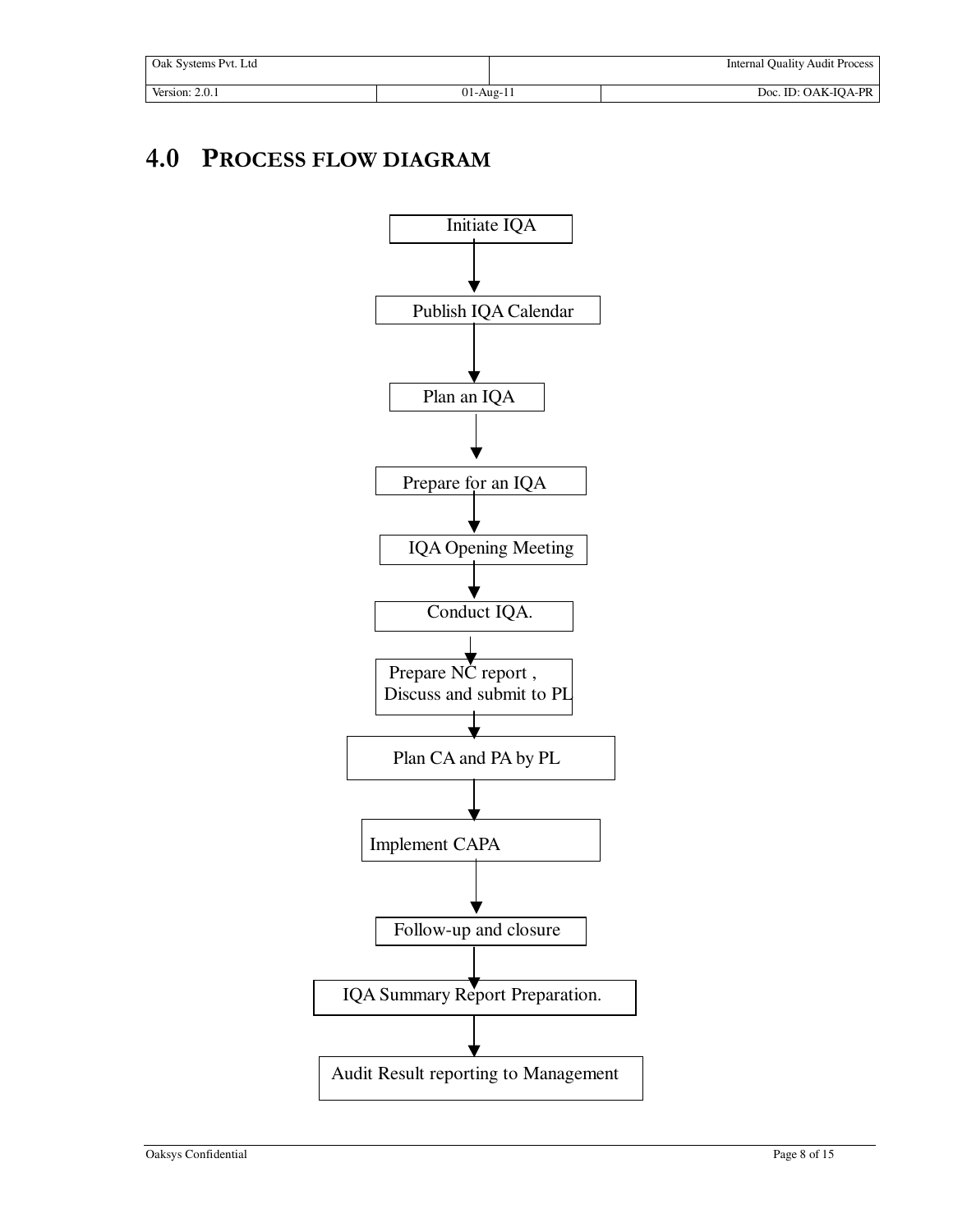# 4.0 PROCESS FLOW DIAGRAM

Initiate IQA

↓

Publish IQA Calendar

↓

Plan an IQA

↓

Prepare for an IQA

↓

IQA Opening Meeting

↓

Conduct IQA.

↓

Prepare NC report , Discuss and submit to PL

↓

Plan CA and PA by PL

↓

Implement CAPA

↓

Follow-up and closure

↓

IQA Summary Report Preparation.

↓

Audit Result reporting to Management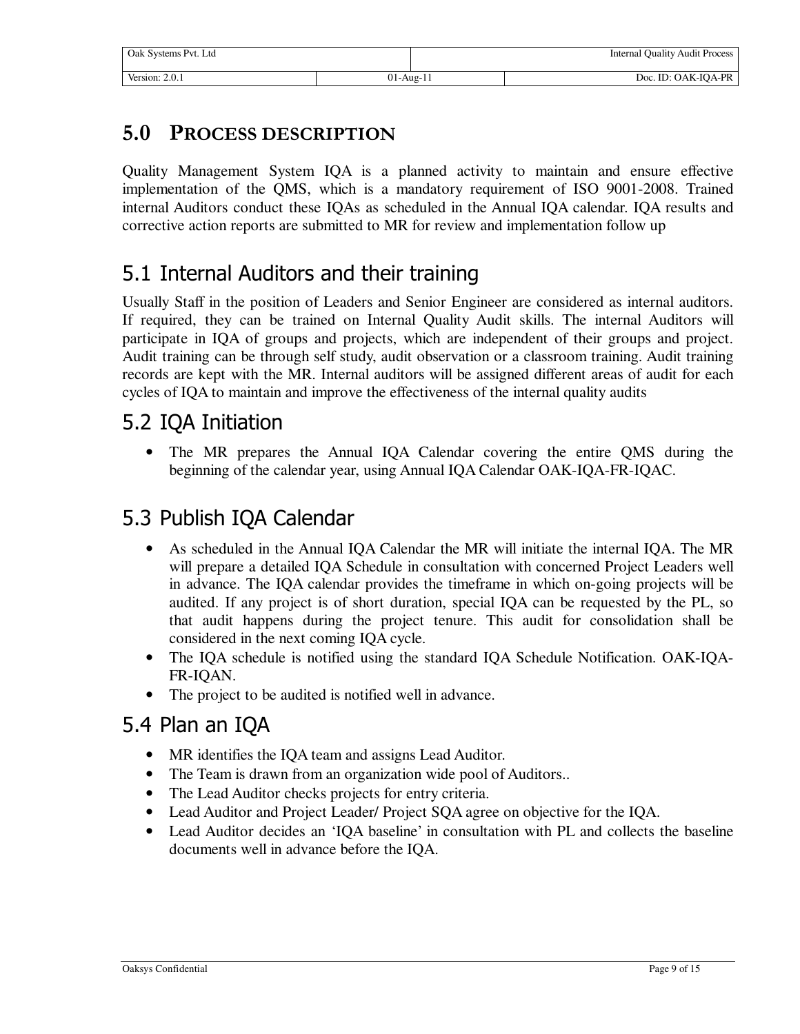# 5.0 PROCESS DESCRIPTION

Quality Management System IQA is a planned activity to maintain and ensure effective implementation of the QMS, which is a mandatory requirement of ISO 9001-2008. Trained internal Auditors conduct these IQAs as scheduled in the Annual IQA calendar. IQA results and corrective action reports are submitted to MR for review and implementation follow up

## 5.1 Internal Auditors and their training

Usually Staff in the position of Leaders and Senior Engineer are considered as internal auditors. If required, they can be trained on Internal Quality Audit skills. The internal Auditors will participate in IQA of groups and projects, which are independent of their groups and project. Audit training can be through self study, audit observation or a classroom training. Audit training records are kept with the MR. Internal auditors will be assigned different areas of audit for each cycles of IQA to maintain and improve the effectiveness of the internal quality audits

## 5.2 IQA Initiation

- The MR prepares the Annual IQA Calendar covering the entire QMS during the beginning of the calendar year, using Annual IQA Calendar OAK-IQA-FR-IQAC.

## 5.3 Publish IQA Calendar

- As scheduled in the Annual IQA Calendar the MR will initiate the internal IQA. The MR will prepare a detailed IQA Schedule in consultation with concerned Project Leaders well in advance. The IQA calendar provides the timeframe in which on-going projects will be audited. If any project is of short duration, special IQA can be requested by the PL, so that audit happens during the project tenure. This audit for consolidation shall be considered in the next coming IQA cycle.
- The IQA schedule is notified using the standard IQA Schedule Notification. OAK-IQA-FR-IQAN.
- The project to be audited is notified well in advance.

## 5.4 Plan an IQA

- MR identifies the IQA team and assigns Lead Auditor.
- The Team is drawn from an organization wide pool of Auditors..
- The Lead Auditor checks projects for entry criteria.
- Lead Auditor and Project Leader/ Project SQA agree on objective for the IQA.
- Lead Auditor decides an 'IQA baseline' in consultation with PL and collects the baseline documents well in advance before the IQA.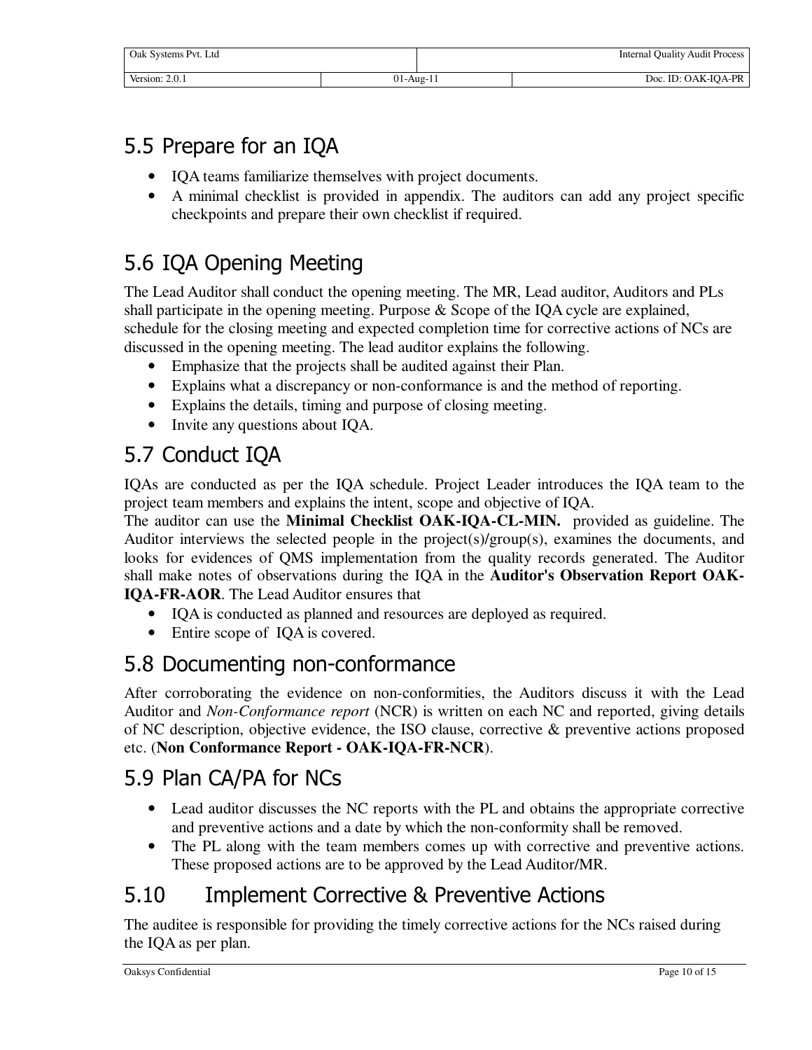## 5.5 Prepare for an IQA

- IQA teams familiarize themselves with project documents.
- A minimal checklist is provided in appendix. The auditors can add any project specific checkpoints and prepare their own checklist if required.

## 5.6 IQA Opening Meeting

The Lead Auditor shall conduct the opening meeting. The MR, Lead auditor, Auditors and PLs shall participate in the opening meeting. Purpose & Scope of the IQA cycle are explained, schedule for the closing meeting and expected completion time for corrective actions of NCs are discussed in the opening meeting. The lead auditor explains the following.

- Emphasize that the projects shall be audited against their Plan.
- Explains what a discrepancy or non-conformance is and the method of reporting.
- Explains the details, timing and purpose of closing meeting.
- Invite any questions about IQA.

## 5.7 Conduct IQA

IQAs are conducted as per the IQA schedule. Project Leader introduces the IQA team to the project team members and explains the intent, scope and objective of IQA.

The auditor can use the **Minimal Checklist OAK-IQA-CL-MIN.** provided as guideline. The Auditor interviews the selected people in the project(s)/group(s), examines the documents, and looks for evidences of QMS implementation from the quality records generated. The Auditor shall make notes of observations during the IQA in the **Auditor's Observation Report OAK-IQA-FR-AOR**. The Lead Auditor ensures that

- IQA is conducted as planned and resources are deployed as required.
- Entire scope of IQA is covered.

## 5.8 Documenting non-conformance

After corroborating the evidence on non-conformities, the Auditors discuss it with the Lead Auditor and *Non-Conformance report* (NCR) is written on each NC and reported, giving details of NC description, objective evidence, the ISO clause, corrective & preventive actions proposed etc. (**Non Conformance Report - OAK-IQA-FR-NCR**).

## 5.9 Plan CA/PA for NCs

- Lead auditor discusses the NC reports with the PL and obtains the appropriate corrective and preventive actions and a date by which the non-conformity shall be removed.
- The PL along with the team members comes up with corrective and preventive actions. These proposed actions are to be approved by the Lead Auditor/MR.

## 5.10 Implement Corrective & Preventive Actions

The auditee is responsible for providing the timely corrective actions for the NCs raised during the IQA as per plan.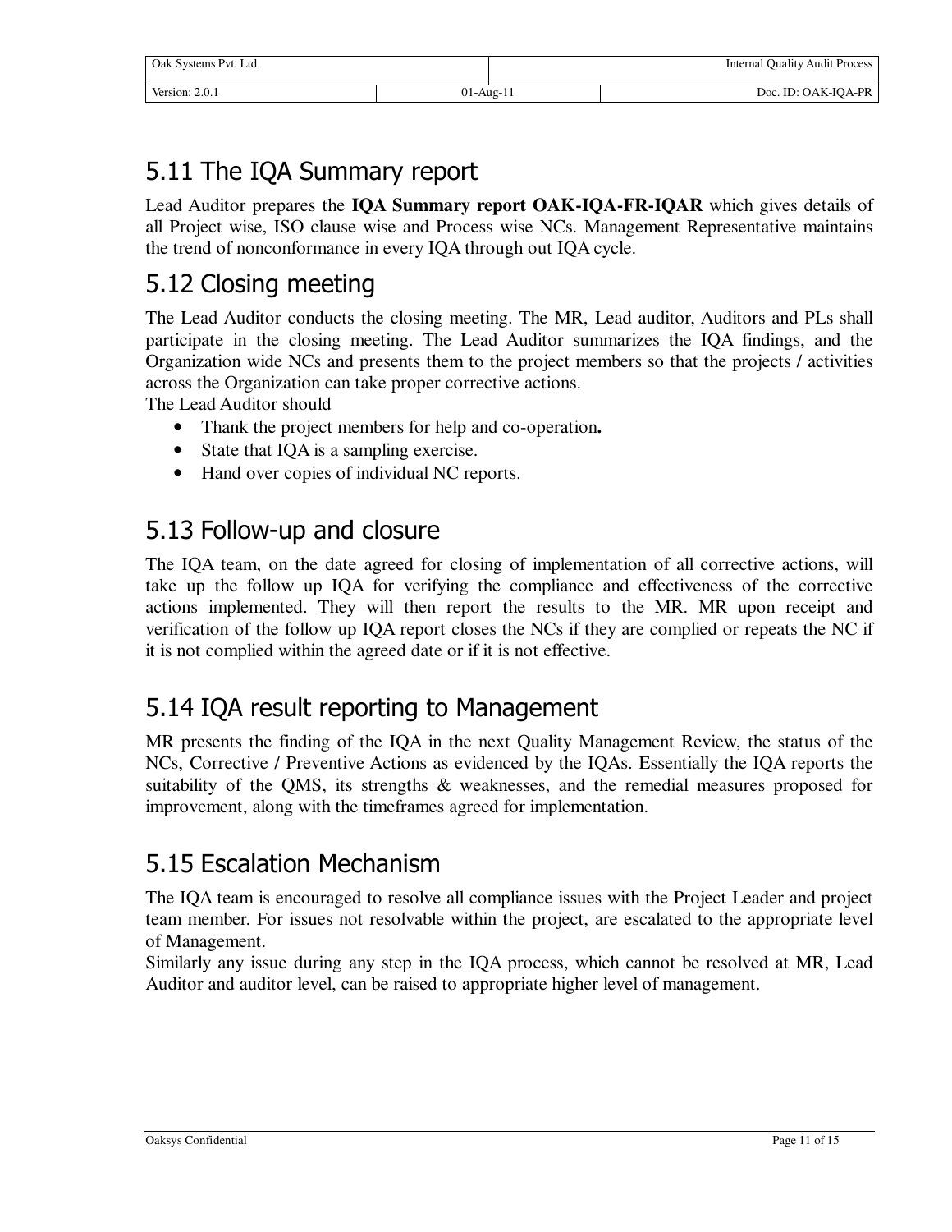## 5.11 The IQA Summary report

Lead Auditor prepares the **IQA Summary report OAK-IQA-FR-IQAR** which gives details of all Project wise, ISO clause wise and Process wise NCs. Management Representative maintains the trend of nonconformance in every IQA through out IQA cycle.

## 5.12 Closing meeting

The Lead Auditor conducts the closing meeting. The MR, Lead auditor, Auditors and PLs shall participate in the closing meeting. The Lead Auditor summarizes the IQA findings, and the Organization wide NCs and presents them to the project members so that the projects / activities across the Organization can take proper corrective actions.

The Lead Auditor should

- Thank the project members for help and co-operation**.**
- State that IQA is a sampling exercise.
- Hand over copies of individual NC reports.

## 5.13 Follow-up and closure

The IQA team, on the date agreed for closing of implementation of all corrective actions, will take up the follow up IQA for verifying the compliance and effectiveness of the corrective actions implemented. They will then report the results to the MR. MR upon receipt and verification of the follow up IQA report closes the NCs if they are complied or repeats the NC if it is not complied within the agreed date or if it is not effective.

## 5.14 IQA result reporting to Management

MR presents the finding of the IQA in the next Quality Management Review, the status of the NCs, Corrective / Preventive Actions as evidenced by the IQAs. Essentially the IQA reports the suitability of the QMS, its strengths & weaknesses, and the remedial measures proposed for improvement, along with the timeframes agreed for implementation.

## 5.15 Escalation Mechanism

The IQA team is encouraged to resolve all compliance issues with the Project Leader and project team member. For issues not resolvable within the project, are escalated to the appropriate level of Management.

Similarly any issue during any step in the IQA process, which cannot be resolved at MR, Lead Auditor and auditor level, can be raised to appropriate higher level of management.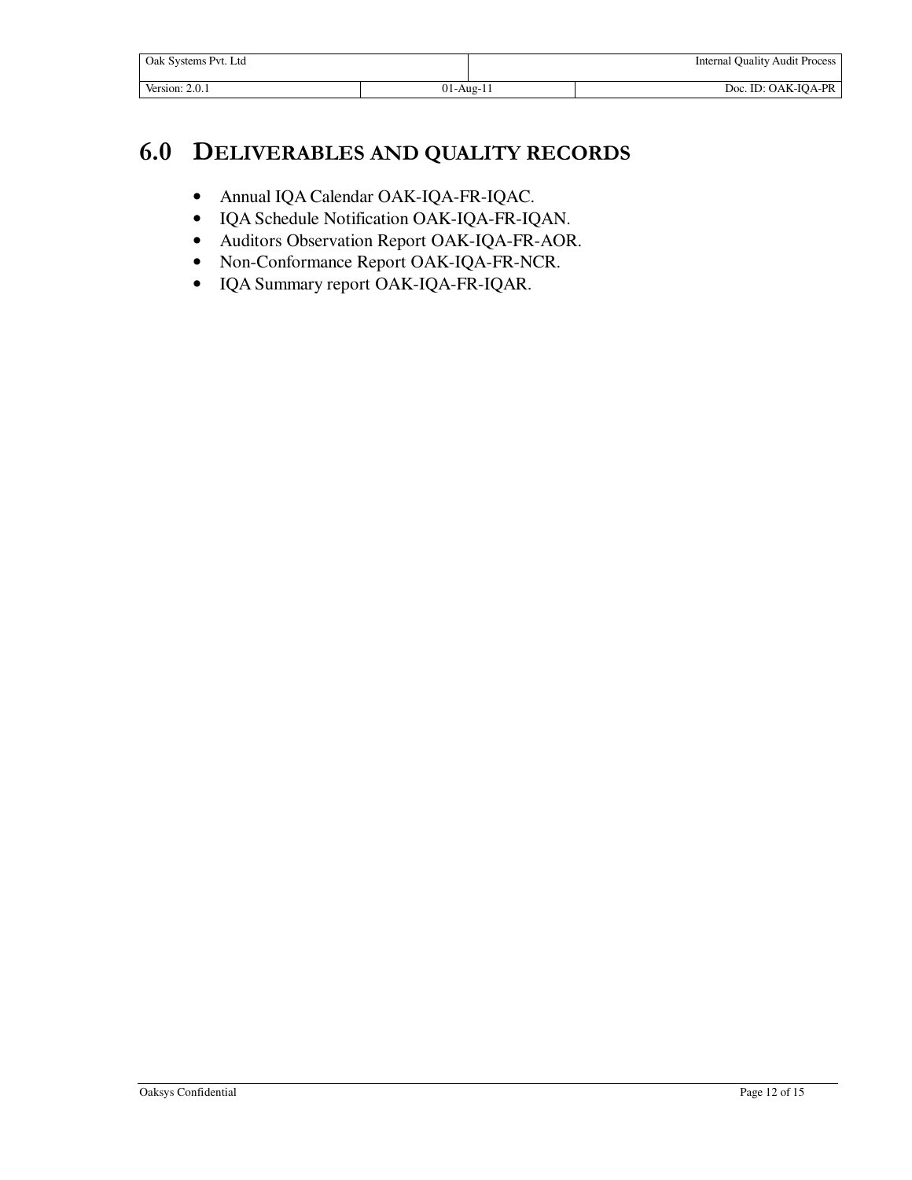# 6.0 DELIVERABLES AND QUALITY RECORDS

- Annual IQA Calendar OAK-IQA-FR-IQAC.
- IQA Schedule Notification OAK-IQA-FR-IQAN.
- Auditors Observation Report OAK-IQA-FR-AOR.
- Non-Conformance Report OAK-IQA-FR-NCR.
- IQA Summary report OAK-IQA-FR-IQAR.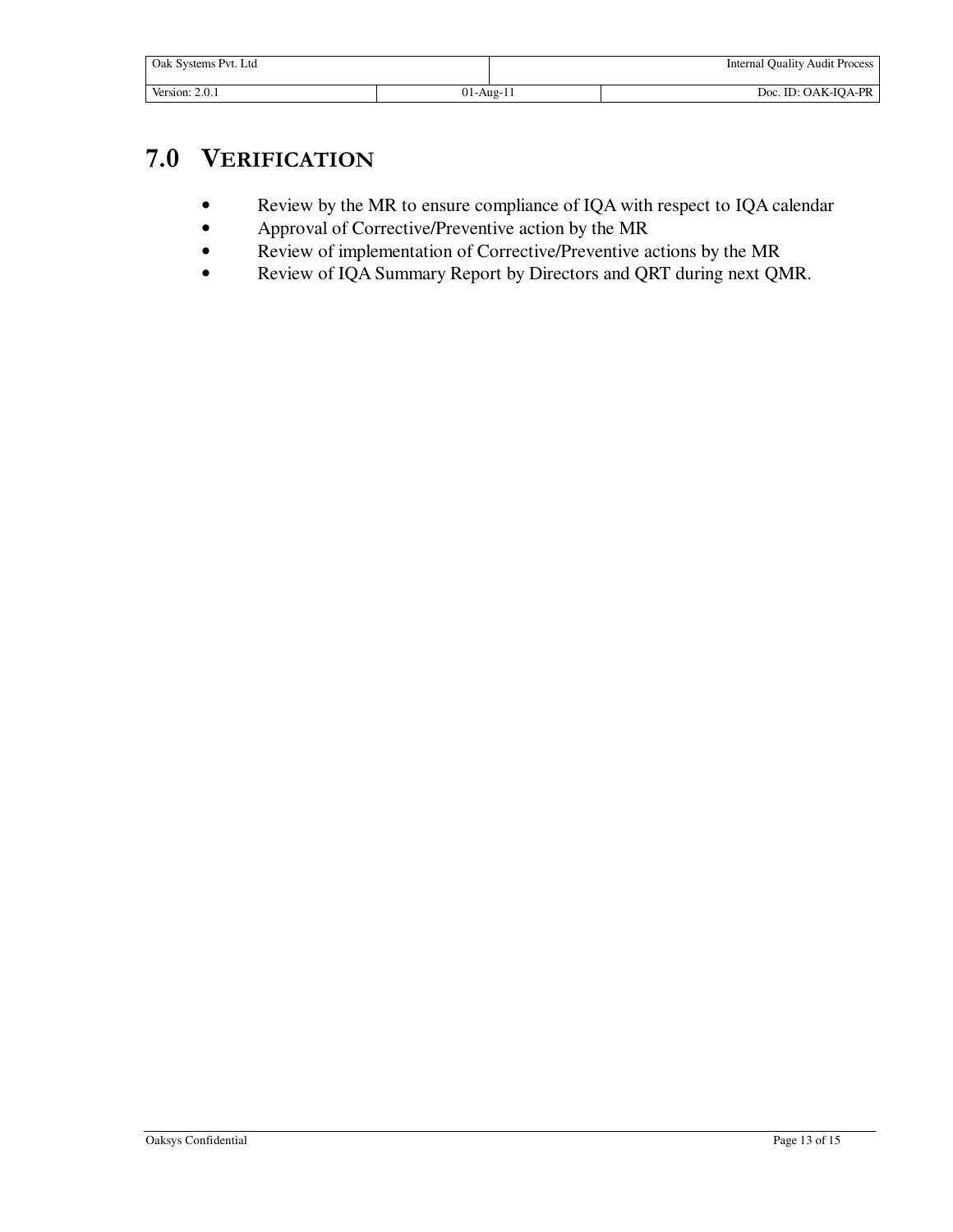# 7.0 VERIFICATION

- Review by the MR to ensure compliance of IQA with respect to IQA calendar
- Approval of Corrective/Preventive action by the MR
- Review of implementation of Corrective/Preventive actions by the MR
- Review of IQA Summary Report by Directors and QRT during next QMR.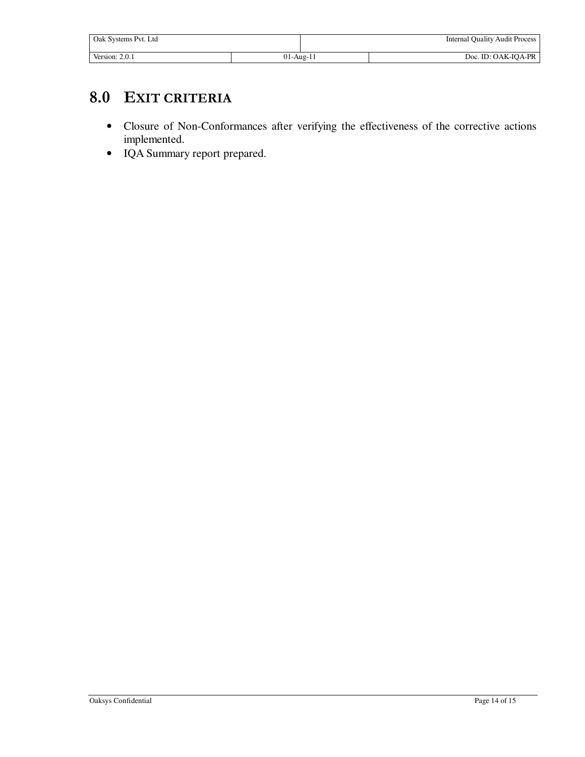# 8.0 EXIT CRITERIA

- Closure of Non-Conformances after verifying the effectiveness of the corrective actions implemented.
- IQA Summary report prepared.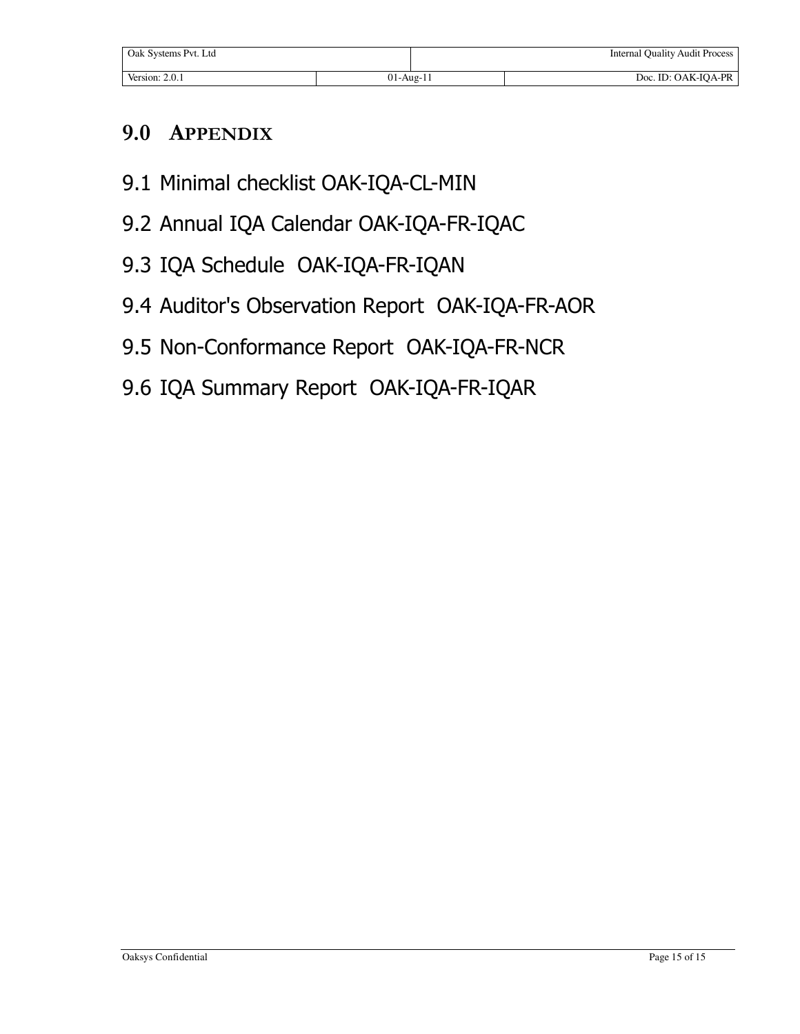## 9.0 APPENDIX

9.1 Minimal checklist OAK-IQA-CL-MIN

9.2 Annual IQA Calendar OAK-IQA-FR-IQAC

9.3 IQA Schedule OAK-IQA-FR-IQAN

9.4 Auditor's Observation Report OAK-IQA-FR-AOR

9.5 Non-Conformance Report OAK-IQA-FR-NCR

9.6 IQA Summary Report OAK-IQA-FR-IQAR